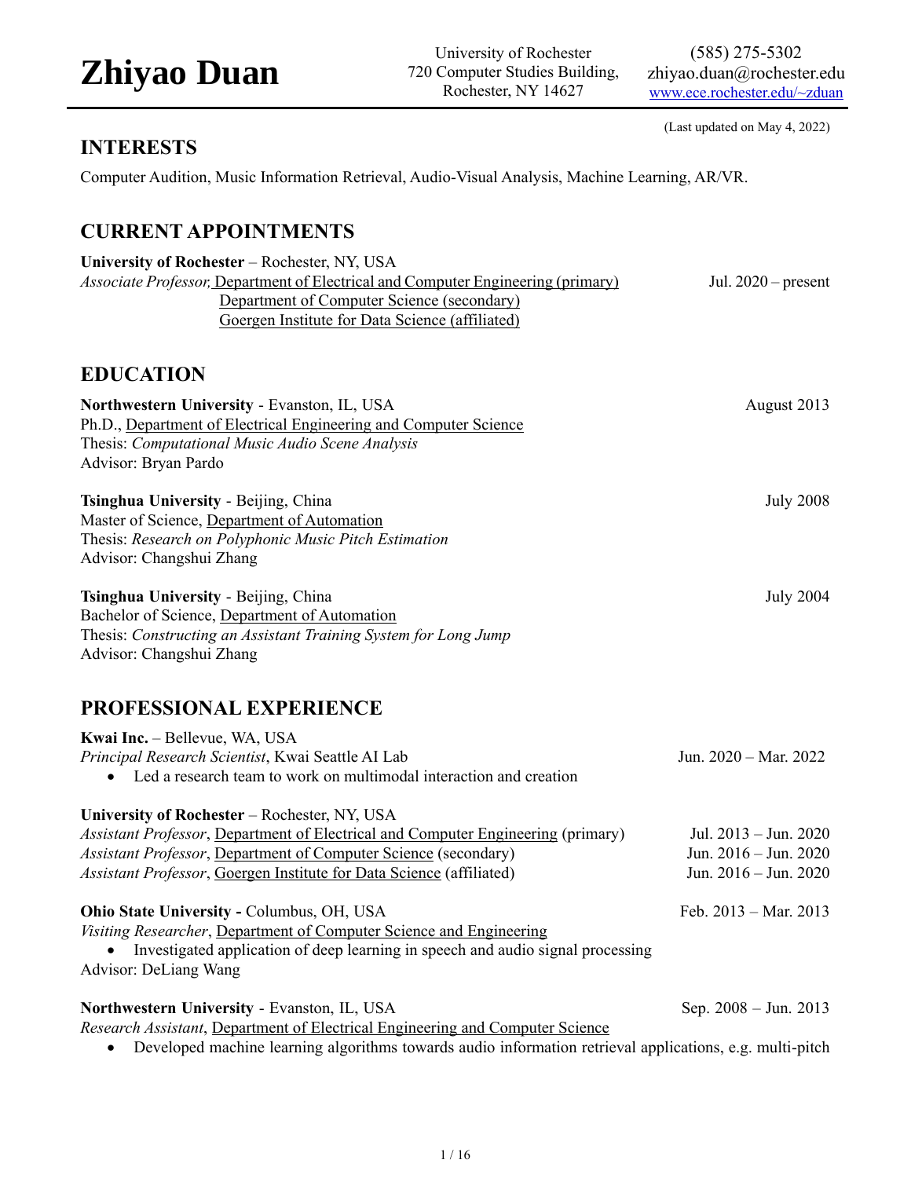# Zhiyao Duan

University of Rochester
720 Computer Studies Building,
Rochester, NY 14627

(585) 275-5302
zhiyao.duan@rochester.edu
www.ece.rochester.edu/~zduan

(Last updated on May 4, 2022)

## INTERESTS

Computer Audition, Music Information Retrieval, Audio-Visual Analysis, Machine Learning, AR/VR.

## CURRENT APPOINTMENTS

**University of Rochester** – Rochester, NY, USA
*Associate Professor,* Department of Electrical and Computer Engineering (primary) — Jul. 2020 – present
Department of Computer Science (secondary)
Goergen Institute for Data Science (affiliated)

## EDUCATION

**Northwestern University** - Evanston, IL, USA — August 2013
Ph.D., Department of Electrical Engineering and Computer Science
Thesis: *Computational Music Audio Scene Analysis*
Advisor: Bryan Pardo

**Tsinghua University** - Beijing, China — July 2008
Master of Science, Department of Automation
Thesis: *Research on Polyphonic Music Pitch Estimation*
Advisor: Changshui Zhang

**Tsinghua University** - Beijing, China — July 2004
Bachelor of Science, Department of Automation
Thesis: *Constructing an Assistant Training System for Long Jump*
Advisor: Changshui Zhang

## PROFESSIONAL EXPERIENCE

**Kwai Inc.** – Bellevue, WA, USA
*Principal Research Scientist*, Kwai Seattle AI Lab — Jun. 2020 – Mar. 2022
- Led a research team to work on multimodal interaction and creation

**University of Rochester** – Rochester, NY, USA
*Assistant Professor*, Department of Electrical and Computer Engineering (primary) — Jul. 2013 – Jun. 2020
*Assistant Professor*, Department of Computer Science (secondary) — Jun. 2016 – Jun. 2020
*Assistant Professor*, Goergen Institute for Data Science (affiliated) — Jun. 2016 – Jun. 2020

**Ohio State University -** Columbus, OH, USA — Feb. 2013 – Mar. 2013
*Visiting Researcher*, Department of Computer Science and Engineering
- Investigated application of deep learning in speech and audio signal processing

Advisor: DeLiang Wang

**Northwestern University** - Evanston, IL, USA — Sep. 2008 – Jun. 2013
*Research Assistant*, Department of Electrical Engineering and Computer Science
- Developed machine learning algorithms towards audio information retrieval applications, e.g. multi-pitch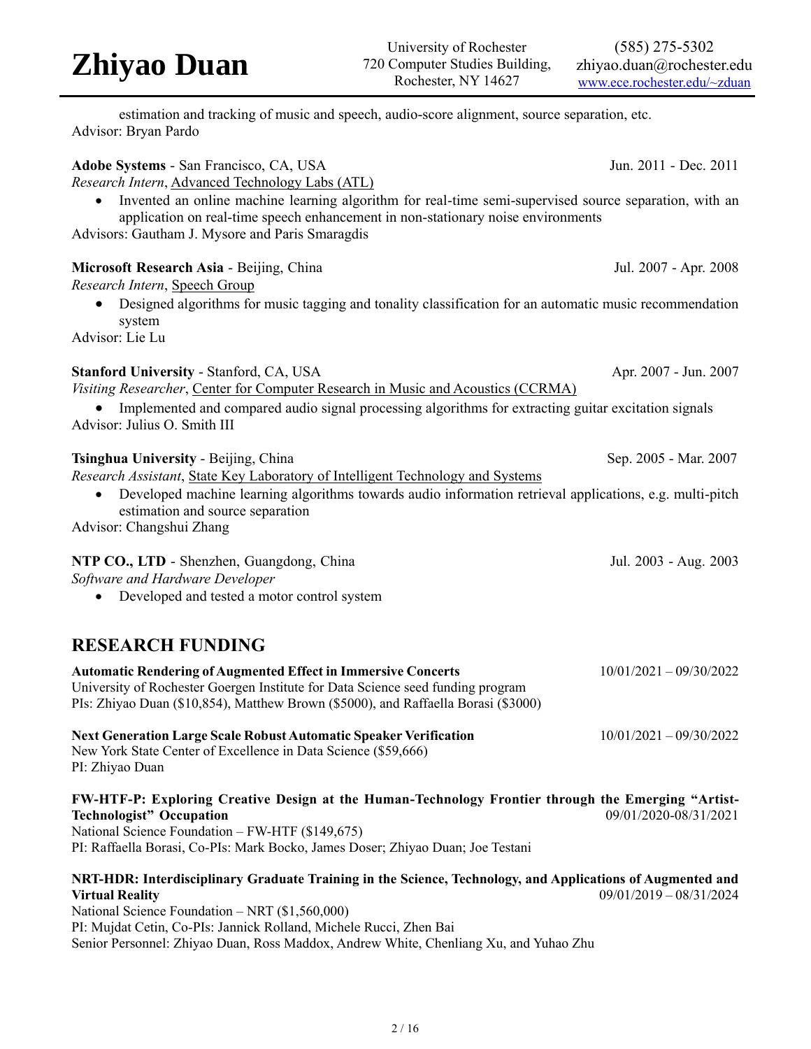estimation and tracking of music and speech, audio-score alignment, source separation, etc.
Advisor: Bryan Pardo

**Adobe Systems** - San Francisco, CA, USA — Jun. 2011 - Dec. 2011
*Research Intern*, Advanced Technology Labs (ATL)

- Invented an online machine learning algorithm for real-time semi-supervised source separation, with an application on real-time speech enhancement in non-stationary noise environments

Advisors: Gautham J. Mysore and Paris Smaragdis

**Microsoft Research Asia** - Beijing, China — Jul. 2007 - Apr. 2008
*Research Intern*, Speech Group

- Designed algorithms for music tagging and tonality classification for an automatic music recommendation system

Advisor: Lie Lu

**Stanford University** - Stanford, CA, USA — Apr. 2007 - Jun. 2007
*Visiting Researcher*, Center for Computer Research in Music and Acoustics (CCRMA)

- Implemented and compared audio signal processing algorithms for extracting guitar excitation signals

Advisor: Julius O. Smith III

**Tsinghua University** - Beijing, China — Sep. 2005 - Mar. 2007
*Research Assistant*, State Key Laboratory of Intelligent Technology and Systems

- Developed machine learning algorithms towards audio information retrieval applications, e.g. multi-pitch estimation and source separation

Advisor: Changshui Zhang

**NTP CO., LTD** - Shenzhen, Guangdong, China — Jul. 2003 - Aug. 2003
*Software and Hardware Developer*

- Developed and tested a motor control system

## RESEARCH FUNDING

**Automatic Rendering of Augmented Effect in Immersive Concerts** — 10/01/2021 – 09/30/2022
University of Rochester Goergen Institute for Data Science seed funding program
PIs: Zhiyao Duan ($10,854), Matthew Brown ($5000), and Raffaella Borasi ($3000)

**Next Generation Large Scale Robust Automatic Speaker Verification** — 10/01/2021 – 09/30/2022
New York State Center of Excellence in Data Science ($59,666)
PI: Zhiyao Duan

**FW-HTF-P: Exploring Creative Design at the Human-Technology Frontier through the Emerging "Artist-Technologist" Occupation** — 09/01/2020-08/31/2021
National Science Foundation – FW-HTF ($149,675)
PI: Raffaella Borasi, Co-PIs: Mark Bocko, James Doser; Zhiyao Duan; Joe Testani

**NRT-HDR: Interdisciplinary Graduate Training in the Science, Technology, and Applications of Augmented and Virtual Reality** — 09/01/2019 – 08/31/2024
National Science Foundation – NRT ($1,560,000)
PI: Mujdat Cetin, Co-PIs: Jannick Rolland, Michele Rucci, Zhen Bai
Senior Personnel: Zhiyao Duan, Ross Maddox, Andrew White, Chenliang Xu, and Yuhao Zhu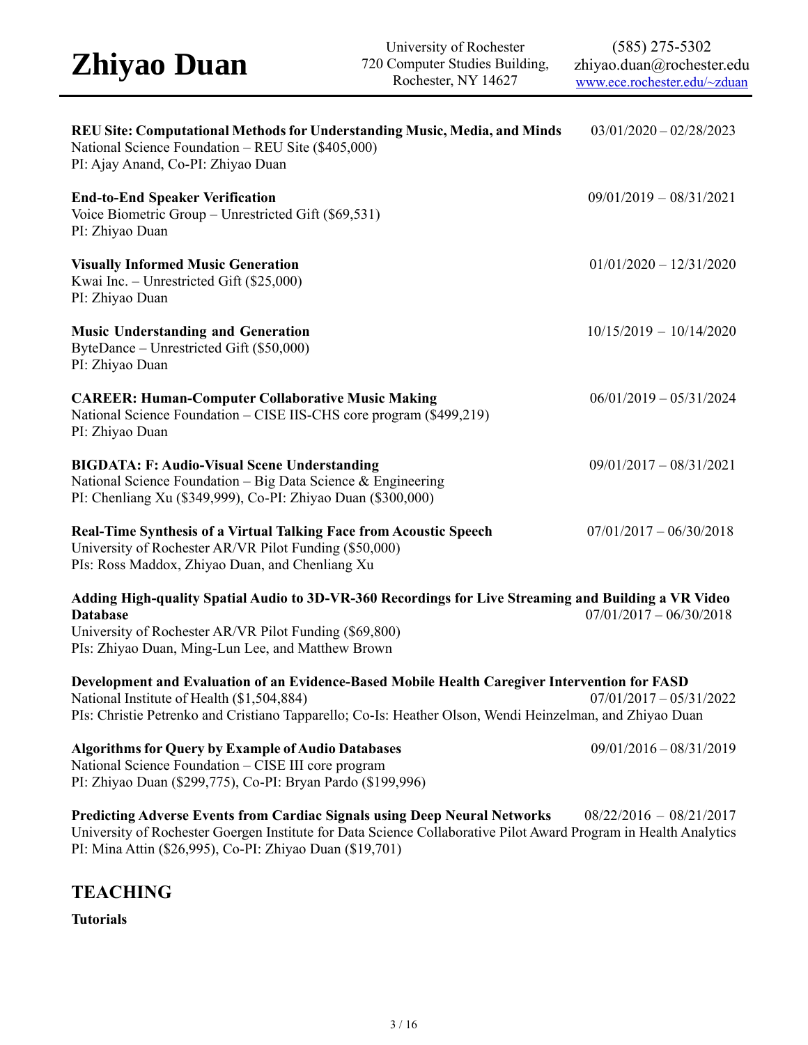**REU Site: Computational Methods for Understanding Music, Media, and Minds** 03/01/2020 – 02/28/2023
National Science Foundation – REU Site ($405,000)
PI: Ajay Anand, Co-PI: Zhiyao Duan

**End-to-End Speaker Verification** 09/01/2019 – 08/31/2021
Voice Biometric Group – Unrestricted Gift ($69,531)
PI: Zhiyao Duan

**Visually Informed Music Generation** 01/01/2020 – 12/31/2020
Kwai Inc. – Unrestricted Gift ($25,000)
PI: Zhiyao Duan

**Music Understanding and Generation** 10/15/2019 – 10/14/2020
ByteDance – Unrestricted Gift ($50,000)
PI: Zhiyao Duan

**CAREER: Human-Computer Collaborative Music Making** 06/01/2019 – 05/31/2024
National Science Foundation – CISE IIS-CHS core program ($499,219)
PI: Zhiyao Duan

**BIGDATA: F: Audio-Visual Scene Understanding** 09/01/2017 – 08/31/2021
National Science Foundation – Big Data Science & Engineering
PI: Chenliang Xu ($349,999), Co-PI: Zhiyao Duan ($300,000)

**Real-Time Synthesis of a Virtual Talking Face from Acoustic Speech** 07/01/2017 – 06/30/2018
University of Rochester AR/VR Pilot Funding ($50,000)
PIs: Ross Maddox, Zhiyao Duan, and Chenliang Xu

**Adding High-quality Spatial Audio to 3D-VR-360 Recordings for Live Streaming and Building a VR Video Database** 07/01/2017 – 06/30/2018
University of Rochester AR/VR Pilot Funding ($69,800)
PIs: Zhiyao Duan, Ming-Lun Lee, and Matthew Brown

**Development and Evaluation of an Evidence-Based Mobile Health Caregiver Intervention for FASD**
National Institute of Health ($1,504,884) 07/01/2017 – 05/31/2022
PIs: Christie Petrenko and Cristiano Tapparello; Co-Is: Heather Olson, Wendi Heinzelman, and Zhiyao Duan

**Algorithms for Query by Example of Audio Databases** 09/01/2016 – 08/31/2019
National Science Foundation – CISE III core program
PI: Zhiyao Duan ($299,775), Co-PI: Bryan Pardo ($199,996)

**Predicting Adverse Events from Cardiac Signals using Deep Neural Networks** 08/22/2016 – 08/21/2017
University of Rochester Goergen Institute for Data Science Collaborative Pilot Award Program in Health Analytics
PI: Mina Attin ($26,995), Co-PI: Zhiyao Duan ($19,701)

## TEACHING

**Tutorials**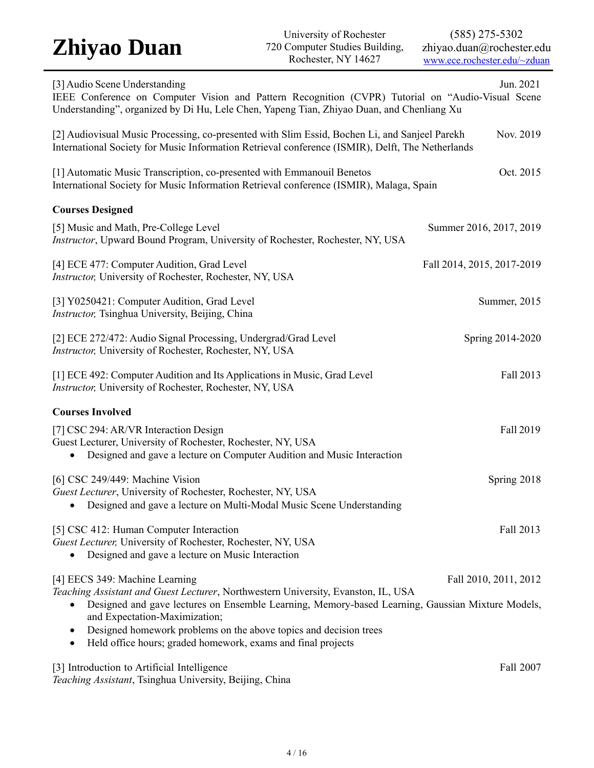[3] Audio Scene Understanding — Jun. 2021
IEEE Conference on Computer Vision and Pattern Recognition (CVPR) Tutorial on "Audio-Visual Scene Understanding", organized by Di Hu, Lele Chen, Yapeng Tian, Zhiyao Duan, and Chenliang Xu

[2] Audiovisual Music Processing, co-presented with Slim Essid, Bochen Li, and Sanjeel Parekh — Nov. 2019
International Society for Music Information Retrieval conference (ISMIR), Delft, The Netherlands

[1] Automatic Music Transcription, co-presented with Emmanouil Benetos — Oct. 2015
International Society for Music Information Retrieval conference (ISMIR), Malaga, Spain

**Courses Designed**

[5] Music and Math, Pre-College Level — Summer 2016, 2017, 2019
*Instructor*, Upward Bound Program, University of Rochester, Rochester, NY, USA

[4] ECE 477: Computer Audition, Grad Level — Fall 2014, 2015, 2017-2019
*Instructor,* University of Rochester, Rochester, NY, USA

[3] Y0250421: Computer Audition, Grad Level — Summer, 2015
*Instructor,* Tsinghua University, Beijing, China

[2] ECE 272/472: Audio Signal Processing, Undergrad/Grad Level — Spring 2014-2020
*Instructor,* University of Rochester, Rochester, NY, USA

[1] ECE 492: Computer Audition and Its Applications in Music, Grad Level — Fall 2013
*Instructor,* University of Rochester, Rochester, NY, USA

**Courses Involved**

[7] CSC 294: AR/VR Interaction Design — Fall 2019
Guest Lecturer, University of Rochester, Rochester, NY, USA
- Designed and gave a lecture on Computer Audition and Music Interaction

[6] CSC 249/449: Machine Vision — Spring 2018
*Guest Lecturer*, University of Rochester, Rochester, NY, USA
- Designed and gave a lecture on Multi-Modal Music Scene Understanding

[5] CSC 412: Human Computer Interaction — Fall 2013
*Guest Lecturer,* University of Rochester, Rochester, NY, USA
- Designed and gave a lecture on Music Interaction

[4] EECS 349: Machine Learning — Fall 2010, 2011, 2012
*Teaching Assistant and Guest Lecturer*, Northwestern University, Evanston, IL, USA
- Designed and gave lectures on Ensemble Learning, Memory-based Learning, Gaussian Mixture Models, and Expectation-Maximization;
- Designed homework problems on the above topics and decision trees
- Held office hours; graded homework, exams and final projects

[3] Introduction to Artificial Intelligence — Fall 2007
*Teaching Assistant*, Tsinghua University, Beijing, China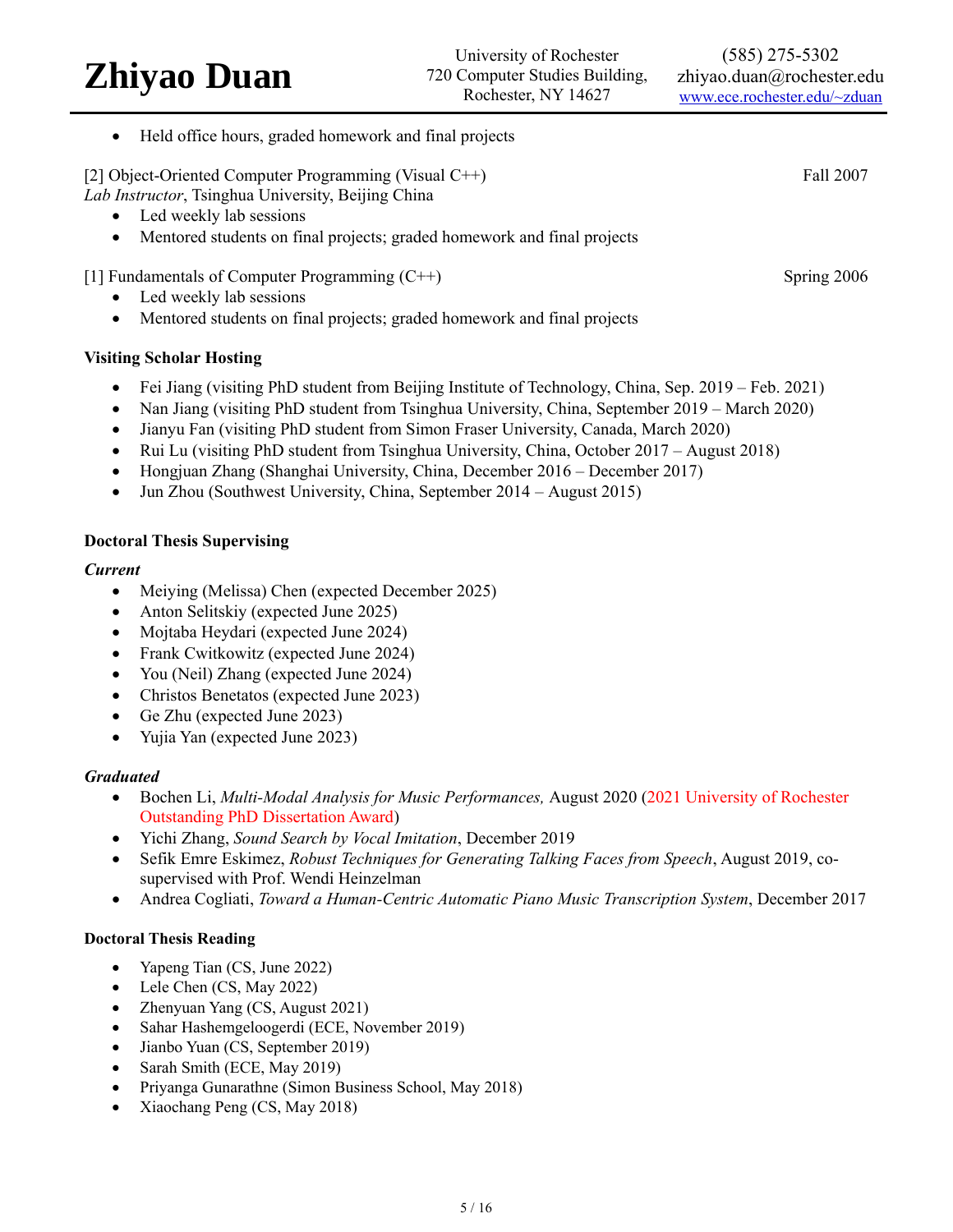- Held office hours, graded homework and final projects

[2] Object-Oriented Computer Programming (Visual C++) — Fall 2007
*Lab Instructor*, Tsinghua University, Beijing China
- Led weekly lab sessions
- Mentored students on final projects; graded homework and final projects

[1] Fundamentals of Computer Programming (C++) — Spring 2006
- Led weekly lab sessions
- Mentored students on final projects; graded homework and final projects

### Visiting Scholar Hosting

- Fei Jiang (visiting PhD student from Beijing Institute of Technology, China, Sep. 2019 – Feb. 2021)
- Nan Jiang (visiting PhD student from Tsinghua University, China, September 2019 – March 2020)
- Jianyu Fan (visiting PhD student from Simon Fraser University, Canada, March 2020)
- Rui Lu (visiting PhD student from Tsinghua University, China, October 2017 – August 2018)
- Hongjuan Zhang (Shanghai University, China, December 2016 – December 2017)
- Jun Zhou (Southwest University, China, September 2014 – August 2015)

### Doctoral Thesis Supervising

***Current***
- Meiying (Melissa) Chen (expected December 2025)
- Anton Selitskiy (expected June 2025)
- Mojtaba Heydari (expected June 2024)
- Frank Cwitkowitz (expected June 2024)
- You (Neil) Zhang (expected June 2024)
- Christos Benetatos (expected June 2023)
- Ge Zhu (expected June 2023)
- Yujia Yan (expected June 2023)

***Graduated***
- Bochen Li, *Multi-Modal Analysis for Music Performances,* August 2020 (2021 University of Rochester Outstanding PhD Dissertation Award)
- Yichi Zhang, *Sound Search by Vocal Imitation*, December 2019
- Sefik Emre Eskimez, *Robust Techniques for Generating Talking Faces from Speech*, August 2019, co-supervised with Prof. Wendi Heinzelman
- Andrea Cogliati, *Toward a Human-Centric Automatic Piano Music Transcription System*, December 2017

### Doctoral Thesis Reading

- Yapeng Tian (CS, June 2022)
- Lele Chen (CS, May 2022)
- Zhenyuan Yang (CS, August 2021)
- Sahar Hashemgeloogerdi (ECE, November 2019)
- Jianbo Yuan (CS, September 2019)
- Sarah Smith (ECE, May 2019)
- Priyanga Gunarathne (Simon Business School, May 2018)
- Xiaochang Peng (CS, May 2018)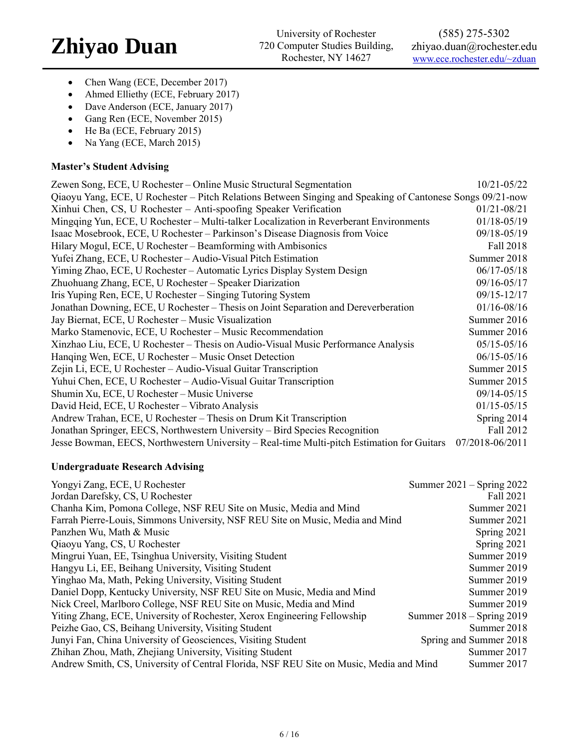- Chen Wang (ECE, December 2017)
- Ahmed Elliethy (ECE, February 2017)
- Dave Anderson (ECE, January 2017)
- Gang Ren (ECE, November 2015)
- He Ba (ECE, February 2015)
- Na Yang (ECE, March 2015)

### Master's Student Advising

| | |
|---|---|
| Zewen Song, ECE, U Rochester – Online Music Structural Segmentation | 10/21-05/22 |
| Qiaoyu Yang, ECE, U Rochester – Pitch Relations Between Singing and Speaking of Cantonese Songs | 09/21-now |
| Xinhui Chen, CS, U Rochester – Anti-spoofing Speaker Verification | 01/21-08/21 |
| Mingqing Yun, ECE, U Rochester – Multi-talker Localization in Reverberant Environments | 01/18-05/19 |
| Isaac Mosebrook, ECE, U Rochester – Parkinson's Disease Diagnosis from Voice | 09/18-05/19 |
| Hilary Mogul, ECE, U Rochester – Beamforming with Ambisonics | Fall 2018 |
| Yufei Zhang, ECE, U Rochester – Audio-Visual Pitch Estimation | Summer 2018 |
| Yiming Zhao, ECE, U Rochester – Automatic Lyrics Display System Design | 06/17-05/18 |
| Zhuohuang Zhang, ECE, U Rochester – Speaker Diarization | 09/16-05/17 |
| Iris Yuping Ren, ECE, U Rochester – Singing Tutoring System | 09/15-12/17 |
| Jonathan Downing, ECE, U Rochester – Thesis on Joint Separation and Dereverberation | 01/16-08/16 |
| Jay Biernat, ECE, U Rochester – Music Visualization | Summer 2016 |
| Marko Stamenovic, ECE, U Rochester – Music Recommendation | Summer 2016 |
| Xinzhao Liu, ECE, U Rochester – Thesis on Audio-Visual Music Performance Analysis | 05/15-05/16 |
| Hanqing Wen, ECE, U Rochester – Music Onset Detection | 06/15-05/16 |
| Zejin Li, ECE, U Rochester – Audio-Visual Guitar Transcription | Summer 2015 |
| Yuhui Chen, ECE, U Rochester – Audio-Visual Guitar Transcription | Summer 2015 |
| Shumin Xu, ECE, U Rochester – Music Universe | 09/14-05/15 |
| David Heid, ECE, U Rochester – Vibrato Analysis | 01/15-05/15 |
| Andrew Trahan, ECE, U Rochester – Thesis on Drum Kit Transcription | Spring 2014 |
| Jonathan Springer, EECS, Northwestern University – Bird Species Recognition | Fall 2012 |
| Jesse Bowman, EECS, Northwestern University – Real-time Multi-pitch Estimation for Guitars | 07/2018-06/2011 |

### Undergraduate Research Advising

| | |
|---|---|
| Yongyi Zang, ECE, U Rochester | Summer 2021 – Spring 2022 |
| Jordan Darefsky, CS, U Rochester | Fall 2021 |
| Chanha Kim, Pomona College, NSF REU Site on Music, Media and Mind | Summer 2021 |
| Farrah Pierre-Louis, Simmons University, NSF REU Site on Music, Media and Mind | Summer 2021 |
| Panzhen Wu, Math & Music | Spring 2021 |
| Qiaoyu Yang, CS, U Rochester | Spring 2021 |
| Mingrui Yuan, EE, Tsinghua University, Visiting Student | Summer 2019 |
| Hangyu Li, EE, Beihang University, Visiting Student | Summer 2019 |
| Yinghao Ma, Math, Peking University, Visiting Student | Summer 2019 |
| Daniel Dopp, Kentucky University, NSF REU Site on Music, Media and Mind | Summer 2019 |
| Nick Creel, Marlboro College, NSF REU Site on Music, Media and Mind | Summer 2019 |
| Yiting Zhang, ECE, University of Rochester, Xerox Engineering Fellowship | Summer 2018 – Spring 2019 |
| Peizhe Gao, CS, Beihang University, Visiting Student | Summer 2018 |
| Junyi Fan, China University of Geosciences, Visiting Student | Spring and Summer 2018 |
| Zhihan Zhou, Math, Zhejiang University, Visiting Student | Summer 2017 |
| Andrew Smith, CS, University of Central Florida, NSF REU Site on Music, Media and Mind | Summer 2017 |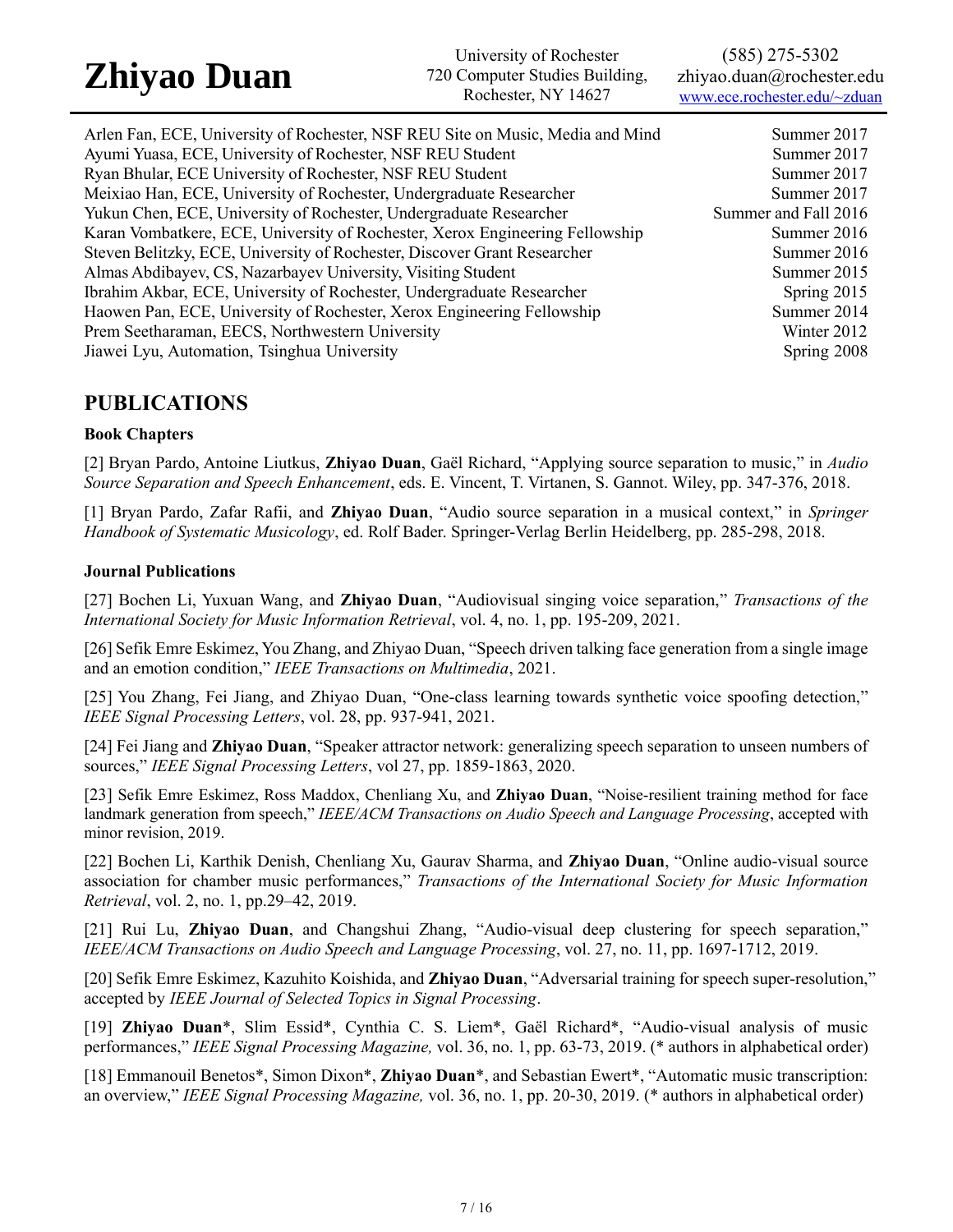| | |
|---|---|
| Arlen Fan, ECE, University of Rochester, NSF REU Site on Music, Media and Mind | Summer 2017 |
| Ayumi Yuasa, ECE, University of Rochester, NSF REU Student | Summer 2017 |
| Ryan Bhular, ECE University of Rochester, NSF REU Student | Summer 2017 |
| Meixiao Han, ECE, University of Rochester, Undergraduate Researcher | Summer 2017 |
| Yukun Chen, ECE, University of Rochester, Undergraduate Researcher | Summer and Fall 2016 |
| Karan Vombatkere, ECE, University of Rochester, Xerox Engineering Fellowship | Summer 2016 |
| Steven Belitzky, ECE, University of Rochester, Discover Grant Researcher | Summer 2016 |
| Almas Abdibayev, CS, Nazarbayev University, Visiting Student | Summer 2015 |
| Ibrahim Akbar, ECE, University of Rochester, Undergraduate Researcher | Spring 2015 |
| Haowen Pan, ECE, University of Rochester, Xerox Engineering Fellowship | Summer 2014 |
| Prem Seetharaman, EECS, Northwestern University | Winter 2012 |
| Jiawei Lyu, Automation, Tsinghua University | Spring 2008 |

## PUBLICATIONS

### Book Chapters

[2] Bryan Pardo, Antoine Liutkus, **Zhiyao Duan**, Gaël Richard, "Applying source separation to music," in *Audio Source Separation and Speech Enhancement*, eds. E. Vincent, T. Virtanen, S. Gannot. Wiley, pp. 347-376, 2018.

[1] Bryan Pardo, Zafar Rafii, and **Zhiyao Duan**, "Audio source separation in a musical context," in *Springer Handbook of Systematic Musicology*, ed. Rolf Bader. Springer-Verlag Berlin Heidelberg, pp. 285-298, 2018.

### Journal Publications

[27] Bochen Li, Yuxuan Wang, and **Zhiyao Duan**, "Audiovisual singing voice separation," *Transactions of the International Society for Music Information Retrieval*, vol. 4, no. 1, pp. 195-209, 2021.

[26] Sefik Emre Eskimez, You Zhang, and Zhiyao Duan, "Speech driven talking face generation from a single image and an emotion condition," *IEEE Transactions on Multimedia*, 2021.

[25] You Zhang, Fei Jiang, and Zhiyao Duan, "One-class learning towards synthetic voice spoofing detection," *IEEE Signal Processing Letters*, vol. 28, pp. 937-941, 2021.

[24] Fei Jiang and **Zhiyao Duan**, "Speaker attractor network: generalizing speech separation to unseen numbers of sources," *IEEE Signal Processing Letters*, vol 27, pp. 1859-1863, 2020.

[23] Sefik Emre Eskimez, Ross Maddox, Chenliang Xu, and **Zhiyao Duan**, "Noise-resilient training method for face landmark generation from speech," *IEEE/ACM Transactions on Audio Speech and Language Processing*, accepted with minor revision, 2019.

[22] Bochen Li, Karthik Denish, Chenliang Xu, Gaurav Sharma, and **Zhiyao Duan**, "Online audio-visual source association for chamber music performances," *Transactions of the International Society for Music Information Retrieval*, vol. 2, no. 1, pp.29–42, 2019.

[21] Rui Lu, **Zhiyao Duan**, and Changshui Zhang, "Audio-visual deep clustering for speech separation," *IEEE/ACM Transactions on Audio Speech and Language Processing*, vol. 27, no. 11, pp. 1697-1712, 2019.

[20] Sefik Emre Eskimez, Kazuhito Koishida, and **Zhiyao Duan**, "Adversarial training for speech super-resolution," accepted by *IEEE Journal of Selected Topics in Signal Processing*.

[19] **Zhiyao Duan***, Slim Essid*, Cynthia C. S. Liem*, Gaël Richard*, "Audio-visual analysis of music performances," *IEEE Signal Processing Magazine,* vol. 36, no. 1, pp. 63-73, 2019. (* authors in alphabetical order)

[18] Emmanouil Benetos*, Simon Dixon*, **Zhiyao Duan***, and Sebastian Ewert*, "Automatic music transcription: an overview," *IEEE Signal Processing Magazine,* vol. 36, no. 1, pp. 20-30, 2019. (* authors in alphabetical order)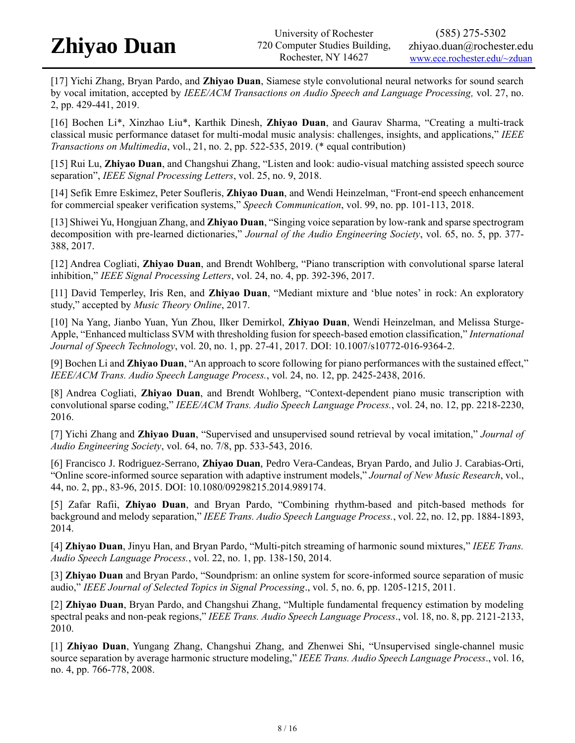[17] Yichi Zhang, Bryan Pardo, and **Zhiyao Duan**, Siamese style convolutional neural networks for sound search by vocal imitation, accepted by *IEEE/ACM Transactions on Audio Speech and Language Processing,* vol. 27, no. 2, pp. 429-441, 2019.

[16] Bochen Li*, Xinzhao Liu*, Karthik Dinesh, **Zhiyao Duan**, and Gaurav Sharma, "Creating a multi-track classical music performance dataset for multi-modal music analysis: challenges, insights, and applications," *IEEE Transactions on Multimedia*, vol., 21, no. 2, pp. 522-535, 2019. (* equal contribution)

[15] Rui Lu, **Zhiyao Duan**, and Changshui Zhang, "Listen and look: audio-visual matching assisted speech source separation", *IEEE Signal Processing Letters*, vol. 25, no. 9, 2018.

[14] Sefik Emre Eskimez, Peter Soufleris, **Zhiyao Duan**, and Wendi Heinzelman, "Front-end speech enhancement for commercial speaker verification systems," *Speech Communication*, vol. 99, no. pp. 101-113, 2018.

[13] Shiwei Yu, Hongjuan Zhang, and **Zhiyao Duan**, "Singing voice separation by low-rank and sparse spectrogram decomposition with pre-learned dictionaries," *Journal of the Audio Engineering Society*, vol. 65, no. 5, pp. 377-388, 2017.

[12] Andrea Cogliati, **Zhiyao Duan**, and Brendt Wohlberg, "Piano transcription with convolutional sparse lateral inhibition," *IEEE Signal Processing Letters*, vol. 24, no. 4, pp. 392-396, 2017.

[11] David Temperley, Iris Ren, and **Zhiyao Duan**, "Mediant mixture and 'blue notes' in rock: An exploratory study," accepted by *Music Theory Online*, 2017.

[10] Na Yang, Jianbo Yuan, Yun Zhou, Ilker Demirkol, **Zhiyao Duan**, Wendi Heinzelman, and Melissa Sturge-Apple, "Enhanced multiclass SVM with thresholding fusion for speech-based emotion classification," *International Journal of Speech Technology*, vol. 20, no. 1, pp. 27-41, 2017. DOI: 10.1007/s10772-016-9364-2.

[9] Bochen Li and **Zhiyao Duan**, "An approach to score following for piano performances with the sustained effect," *IEEE/ACM Trans. Audio Speech Language Process.*, vol. 24, no. 12, pp. 2425-2438, 2016.

[8] Andrea Cogliati, **Zhiyao Duan**, and Brendt Wohlberg, "Context-dependent piano music transcription with convolutional sparse coding," *IEEE/ACM Trans. Audio Speech Language Process.*, vol. 24, no. 12, pp. 2218-2230, 2016.

[7] Yichi Zhang and **Zhiyao Duan**, "Supervised and unsupervised sound retrieval by vocal imitation," *Journal of Audio Engineering Society*, vol. 64, no. 7/8, pp. 533-543, 2016.

[6] Francisco J. Rodriguez-Serrano, **Zhiyao Duan**, Pedro Vera-Candeas, Bryan Pardo, and Julio J. Carabias-Orti, "Online score-informed source separation with adaptive instrument models," *Journal of New Music Research*, vol., 44, no. 2, pp., 83-96, 2015. DOI: 10.1080/09298215.2014.989174.

[5] Zafar Rafii, **Zhiyao Duan**, and Bryan Pardo, "Combining rhythm-based and pitch-based methods for background and melody separation," *IEEE Trans. Audio Speech Language Process.*, vol. 22, no. 12, pp. 1884-1893, 2014.

[4] **Zhiyao Duan**, Jinyu Han, and Bryan Pardo, "Multi-pitch streaming of harmonic sound mixtures," *IEEE Trans. Audio Speech Language Process.*, vol. 22, no. 1, pp. 138-150, 2014.

[3] **Zhiyao Duan** and Bryan Pardo, "Soundprism: an online system for score-informed source separation of music audio," *IEEE Journal of Selected Topics in Signal Processing*., vol. 5, no. 6, pp. 1205-1215, 2011.

[2] **Zhiyao Duan**, Bryan Pardo, and Changshui Zhang, "Multiple fundamental frequency estimation by modeling spectral peaks and non-peak regions," *IEEE Trans. Audio Speech Language Process*., vol. 18, no. 8, pp. 2121-2133, 2010.

[1] **Zhiyao Duan**, Yungang Zhang, Changshui Zhang, and Zhenwei Shi, "Unsupervised single-channel music source separation by average harmonic structure modeling," *IEEE Trans. Audio Speech Language Process*., vol. 16, no. 4, pp. 766-778, 2008.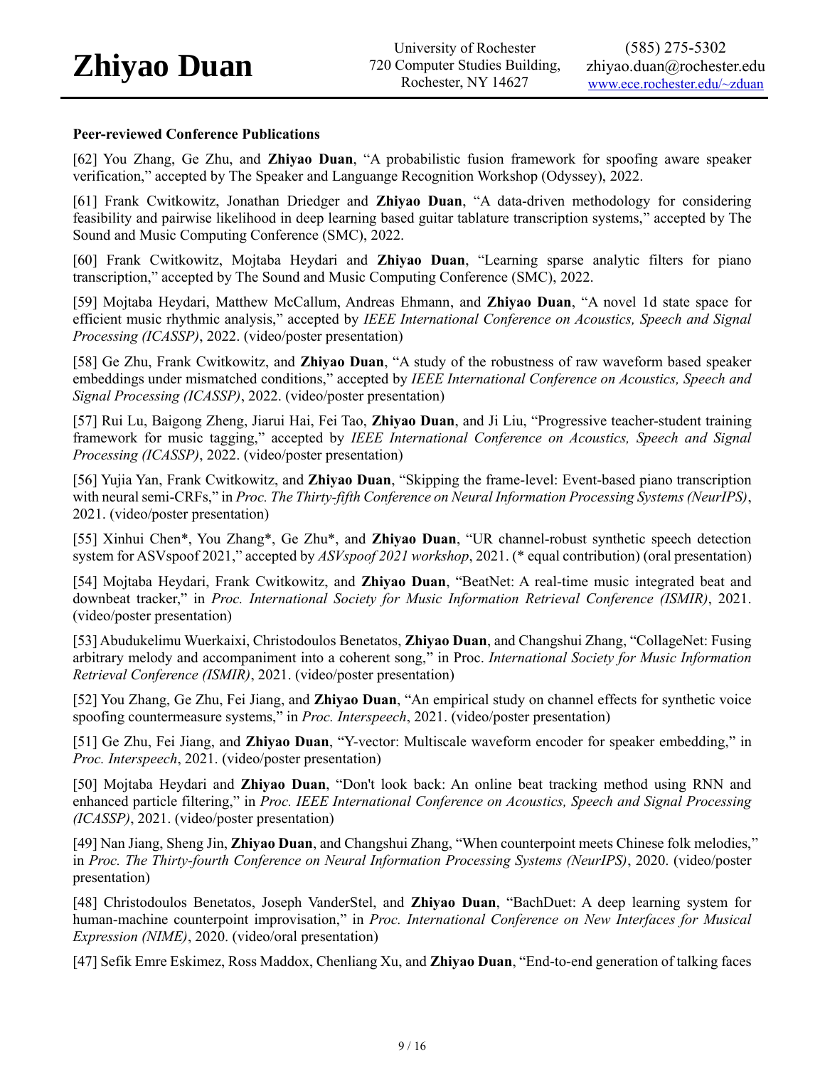**Peer-reviewed Conference Publications**

[62] You Zhang, Ge Zhu, and **Zhiyao Duan**, "A probabilistic fusion framework for spoofing aware speaker verification," accepted by The Speaker and Languange Recognition Workshop (Odyssey), 2022.

[61] Frank Cwitkowitz, Jonathan Driedger and **Zhiyao Duan**, "A data-driven methodology for considering feasibility and pairwise likelihood in deep learning based guitar tablature transcription systems," accepted by The Sound and Music Computing Conference (SMC), 2022.

[60] Frank Cwitkowitz, Mojtaba Heydari and **Zhiyao Duan**, "Learning sparse analytic filters for piano transcription," accepted by The Sound and Music Computing Conference (SMC), 2022.

[59] Mojtaba Heydari, Matthew McCallum, Andreas Ehmann, and **Zhiyao Duan**, "A novel 1d state space for efficient music rhythmic analysis," accepted by *IEEE International Conference on Acoustics, Speech and Signal Processing (ICASSP)*, 2022. (video/poster presentation)

[58] Ge Zhu, Frank Cwitkowitz, and **Zhiyao Duan**, "A study of the robustness of raw waveform based speaker embeddings under mismatched conditions," accepted by *IEEE International Conference on Acoustics, Speech and Signal Processing (ICASSP)*, 2022. (video/poster presentation)

[57] Rui Lu, Baigong Zheng, Jiarui Hai, Fei Tao, **Zhiyao Duan**, and Ji Liu, "Progressive teacher-student training framework for music tagging," accepted by *IEEE International Conference on Acoustics, Speech and Signal Processing (ICASSP)*, 2022. (video/poster presentation)

[56] Yujia Yan, Frank Cwitkowitz, and **Zhiyao Duan**, "Skipping the frame-level: Event-based piano transcription with neural semi-CRFs," in *Proc. The Thirty-fifth Conference on Neural Information Processing Systems (NeurIPS)*, 2021. (video/poster presentation)

[55] Xinhui Chen*, You Zhang*, Ge Zhu*, and **Zhiyao Duan**, "UR channel-robust synthetic speech detection system for ASVspoof 2021," accepted by *ASVspoof 2021 workshop*, 2021. (* equal contribution) (oral presentation)

[54] Mojtaba Heydari, Frank Cwitkowitz, and **Zhiyao Duan**, "BeatNet: A real-time music integrated beat and downbeat tracker," in *Proc. International Society for Music Information Retrieval Conference (ISMIR)*, 2021. (video/poster presentation)

[53] Abudukelimu Wuerkaixi, Christodoulos Benetatos, **Zhiyao Duan**, and Changshui Zhang, "CollageNet: Fusing arbitrary melody and accompaniment into a coherent song," in Proc. *International Society for Music Information Retrieval Conference (ISMIR)*, 2021. (video/poster presentation)

[52] You Zhang, Ge Zhu, Fei Jiang, and **Zhiyao Duan**, "An empirical study on channel effects for synthetic voice spoofing countermeasure systems," in *Proc. Interspeech*, 2021. (video/poster presentation)

[51] Ge Zhu, Fei Jiang, and **Zhiyao Duan**, "Y-vector: Multiscale waveform encoder for speaker embedding," in *Proc. Interspeech*, 2021. (video/poster presentation)

[50] Mojtaba Heydari and **Zhiyao Duan**, "Don't look back: An online beat tracking method using RNN and enhanced particle filtering," in *Proc. IEEE International Conference on Acoustics, Speech and Signal Processing (ICASSP)*, 2021. (video/poster presentation)

[49] Nan Jiang, Sheng Jin, **Zhiyao Duan**, and Changshui Zhang, "When counterpoint meets Chinese folk melodies," in *Proc. The Thirty-fourth Conference on Neural Information Processing Systems (NeurIPS)*, 2020. (video/poster presentation)

[48] Christodoulos Benetatos, Joseph VanderStel, and **Zhiyao Duan**, "BachDuet: A deep learning system for human-machine counterpoint improvisation," in *Proc. International Conference on New Interfaces for Musical Expression (NIME)*, 2020. (video/oral presentation)

[47] Sefik Emre Eskimez, Ross Maddox, Chenliang Xu, and **Zhiyao Duan**, "End-to-end generation of talking faces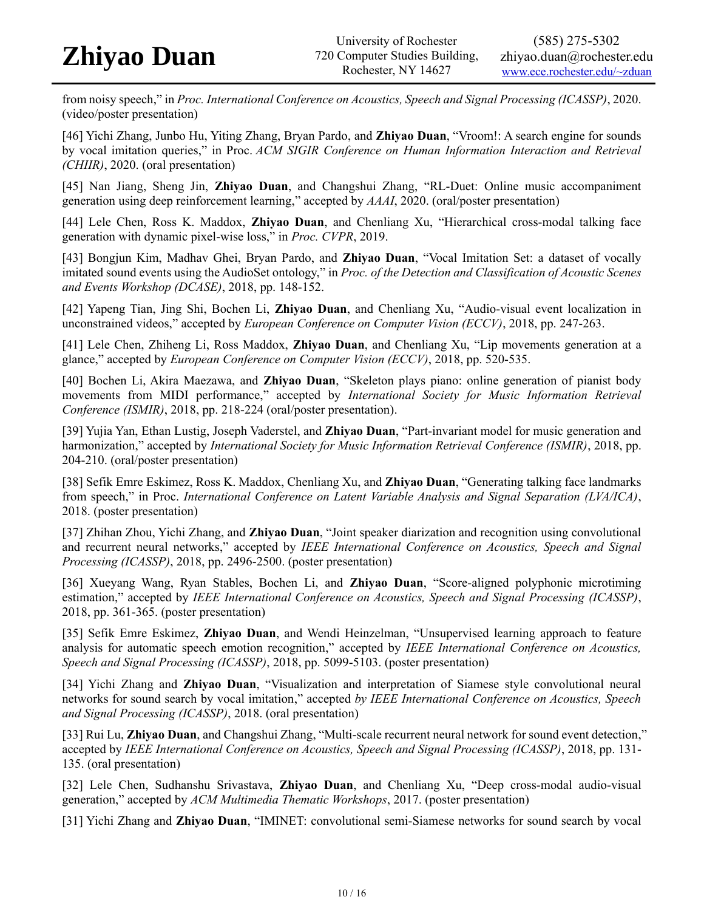from noisy speech," in *Proc. International Conference on Acoustics, Speech and Signal Processing (ICASSP)*, 2020. (video/poster presentation)

[46] Yichi Zhang, Junbo Hu, Yiting Zhang, Bryan Pardo, and **Zhiyao Duan**, "Vroom!: A search engine for sounds by vocal imitation queries," in Proc. *ACM SIGIR Conference on Human Information Interaction and Retrieval (CHIIR)*, 2020. (oral presentation)

[45] Nan Jiang, Sheng Jin, **Zhiyao Duan**, and Changshui Zhang, "RL-Duet: Online music accompaniment generation using deep reinforcement learning," accepted by *AAAI*, 2020. (oral/poster presentation)

[44] Lele Chen, Ross K. Maddox, **Zhiyao Duan**, and Chenliang Xu, "Hierarchical cross-modal talking face generation with dynamic pixel-wise loss," in *Proc. CVPR*, 2019.

[43] Bongjun Kim, Madhav Ghei, Bryan Pardo, and **Zhiyao Duan**, "Vocal Imitation Set: a dataset of vocally imitated sound events using the AudioSet ontology," in *Proc. of the Detection and Classification of Acoustic Scenes and Events Workshop (DCASE)*, 2018, pp. 148-152.

[42] Yapeng Tian, Jing Shi, Bochen Li, **Zhiyao Duan**, and Chenliang Xu, "Audio-visual event localization in unconstrained videos," accepted by *European Conference on Computer Vision (ECCV)*, 2018, pp. 247-263.

[41] Lele Chen, Zhiheng Li, Ross Maddox, **Zhiyao Duan**, and Chenliang Xu, "Lip movements generation at a glance," accepted by *European Conference on Computer Vision (ECCV)*, 2018, pp. 520-535.

[40] Bochen Li, Akira Maezawa, and **Zhiyao Duan**, "Skeleton plays piano: online generation of pianist body movements from MIDI performance," accepted by *International Society for Music Information Retrieval Conference (ISMIR)*, 2018, pp. 218-224 (oral/poster presentation).

[39] Yujia Yan, Ethan Lustig, Joseph Vaderstel, and **Zhiyao Duan**, "Part-invariant model for music generation and harmonization," accepted by *International Society for Music Information Retrieval Conference (ISMIR)*, 2018, pp. 204-210. (oral/poster presentation)

[38] Sefik Emre Eskimez, Ross K. Maddox, Chenliang Xu, and **Zhiyao Duan**, "Generating talking face landmarks from speech," in Proc. *International Conference on Latent Variable Analysis and Signal Separation (LVA/ICA)*, 2018. (poster presentation)

[37] Zhihan Zhou, Yichi Zhang, and **Zhiyao Duan**, "Joint speaker diarization and recognition using convolutional and recurrent neural networks," accepted by *IEEE International Conference on Acoustics, Speech and Signal Processing (ICASSP)*, 2018, pp. 2496-2500. (poster presentation)

[36] Xueyang Wang, Ryan Stables, Bochen Li, and **Zhiyao Duan**, "Score-aligned polyphonic microtiming estimation," accepted by *IEEE International Conference on Acoustics, Speech and Signal Processing (ICASSP)*, 2018, pp. 361-365. (poster presentation)

[35] Sefik Emre Eskimez, **Zhiyao Duan**, and Wendi Heinzelman, "Unsupervised learning approach to feature analysis for automatic speech emotion recognition," accepted by *IEEE International Conference on Acoustics, Speech and Signal Processing (ICASSP)*, 2018, pp. 5099-5103. (poster presentation)

[34] Yichi Zhang and **Zhiyao Duan**, "Visualization and interpretation of Siamese style convolutional neural networks for sound search by vocal imitation," accepted *by IEEE International Conference on Acoustics, Speech and Signal Processing (ICASSP)*, 2018. (oral presentation)

[33] Rui Lu, **Zhiyao Duan**, and Changshui Zhang, "Multi-scale recurrent neural network for sound event detection," accepted by *IEEE International Conference on Acoustics, Speech and Signal Processing (ICASSP)*, 2018, pp. 131-135. (oral presentation)

[32] Lele Chen, Sudhanshu Srivastava, **Zhiyao Duan**, and Chenliang Xu, "Deep cross-modal audio-visual generation," accepted by *ACM Multimedia Thematic Workshops*, 2017. (poster presentation)

[31] Yichi Zhang and **Zhiyao Duan**, "IMINET: convolutional semi-Siamese networks for sound search by vocal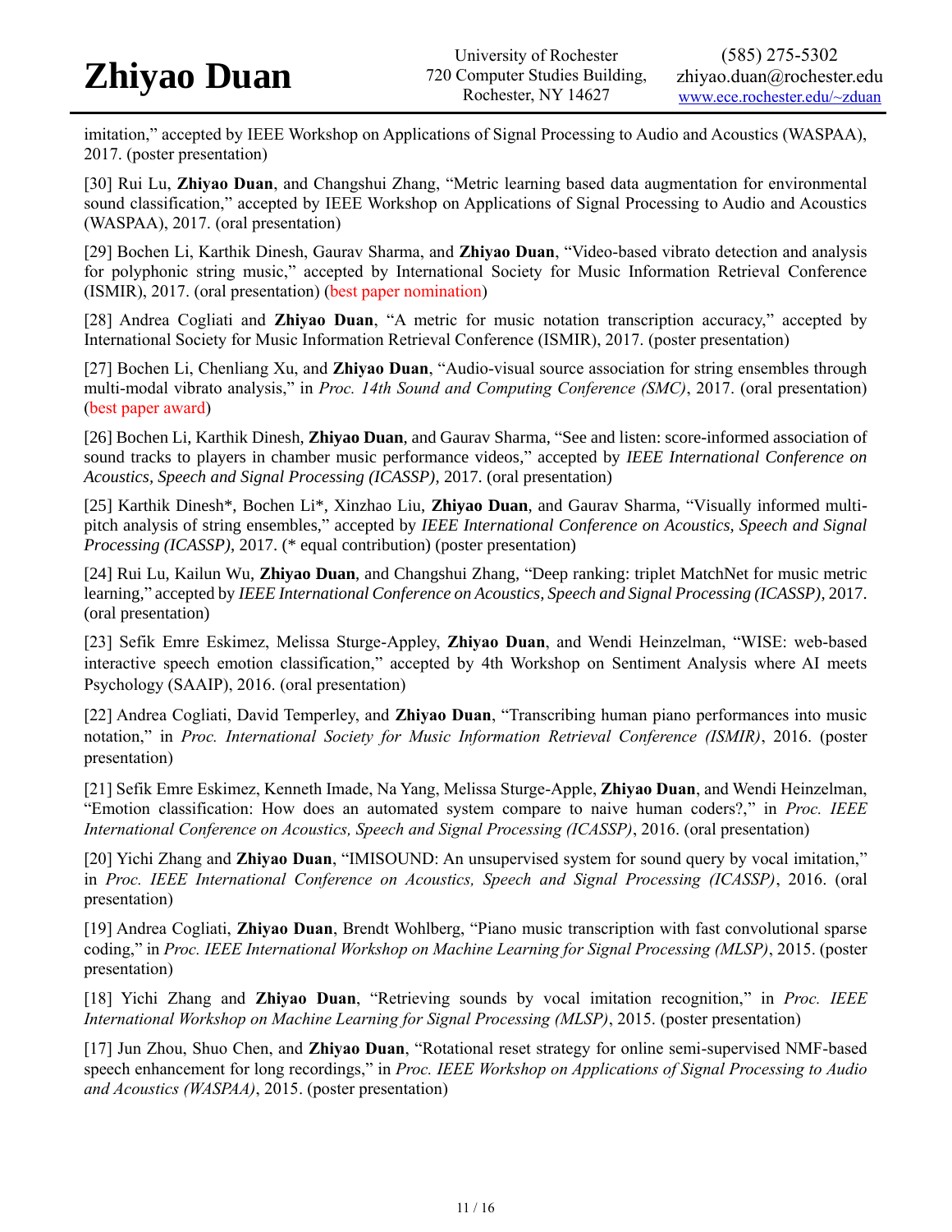imitation," accepted by IEEE Workshop on Applications of Signal Processing to Audio and Acoustics (WASPAA), 2017. (poster presentation)

[30] Rui Lu, **Zhiyao Duan**, and Changshui Zhang, "Metric learning based data augmentation for environmental sound classification," accepted by IEEE Workshop on Applications of Signal Processing to Audio and Acoustics (WASPAA), 2017. (oral presentation)

[29] Bochen Li, Karthik Dinesh, Gaurav Sharma, and **Zhiyao Duan**, "Video-based vibrato detection and analysis for polyphonic string music," accepted by International Society for Music Information Retrieval Conference (ISMIR), 2017. (oral presentation) (best paper nomination)

[28] Andrea Cogliati and **Zhiyao Duan**, "A metric for music notation transcription accuracy," accepted by International Society for Music Information Retrieval Conference (ISMIR), 2017. (poster presentation)

[27] Bochen Li, Chenliang Xu, and **Zhiyao Duan**, "Audio-visual source association for string ensembles through multi-modal vibrato analysis," in *Proc. 14th Sound and Computing Conference (SMC)*, 2017. (oral presentation) (best paper award)

[26] Bochen Li, Karthik Dinesh, **Zhiyao Duan**, and Gaurav Sharma, "See and listen: score-informed association of sound tracks to players in chamber music performance videos," accepted by *IEEE International Conference on Acoustics, Speech and Signal Processing (ICASSP)*, 2017. (oral presentation)

[25] Karthik Dinesh*, Bochen Li*, Xinzhao Liu, **Zhiyao Duan**, and Gaurav Sharma, "Visually informed multi-pitch analysis of string ensembles," accepted by *IEEE International Conference on Acoustics, Speech and Signal Processing (ICASSP)*, 2017. (* equal contribution) (poster presentation)

[24] Rui Lu, Kailun Wu, **Zhiyao Duan**, and Changshui Zhang, "Deep ranking: triplet MatchNet for music metric learning," accepted by *IEEE International Conference on Acoustics, Speech and Signal Processing (ICASSP)*, 2017. (oral presentation)

[23] Sefik Emre Eskimez, Melissa Sturge-Appley, **Zhiyao Duan**, and Wendi Heinzelman, "WISE: web-based interactive speech emotion classification," accepted by 4th Workshop on Sentiment Analysis where AI meets Psychology (SAAIP), 2016. (oral presentation)

[22] Andrea Cogliati, David Temperley, and **Zhiyao Duan**, "Transcribing human piano performances into music notation," in *Proc. International Society for Music Information Retrieval Conference (ISMIR)*, 2016. (poster presentation)

[21] Sefik Emre Eskimez, Kenneth Imade, Na Yang, Melissa Sturge-Apple, **Zhiyao Duan**, and Wendi Heinzelman, "Emotion classification: How does an automated system compare to naive human coders?," in *Proc. IEEE International Conference on Acoustics, Speech and Signal Processing (ICASSP)*, 2016. (oral presentation)

[20] Yichi Zhang and **Zhiyao Duan**, "IMISOUND: An unsupervised system for sound query by vocal imitation," in *Proc. IEEE International Conference on Acoustics, Speech and Signal Processing (ICASSP)*, 2016. (oral presentation)

[19] Andrea Cogliati, **Zhiyao Duan**, Brendt Wohlberg, "Piano music transcription with fast convolutional sparse coding," in *Proc. IEEE International Workshop on Machine Learning for Signal Processing (MLSP)*, 2015. (poster presentation)

[18] Yichi Zhang and **Zhiyao Duan**, "Retrieving sounds by vocal imitation recognition," in *Proc. IEEE International Workshop on Machine Learning for Signal Processing (MLSP)*, 2015. (poster presentation)

[17] Jun Zhou, Shuo Chen, and **Zhiyao Duan**, "Rotational reset strategy for online semi-supervised NMF-based speech enhancement for long recordings," in *Proc. IEEE Workshop on Applications of Signal Processing to Audio and Acoustics (WASPAA)*, 2015. (poster presentation)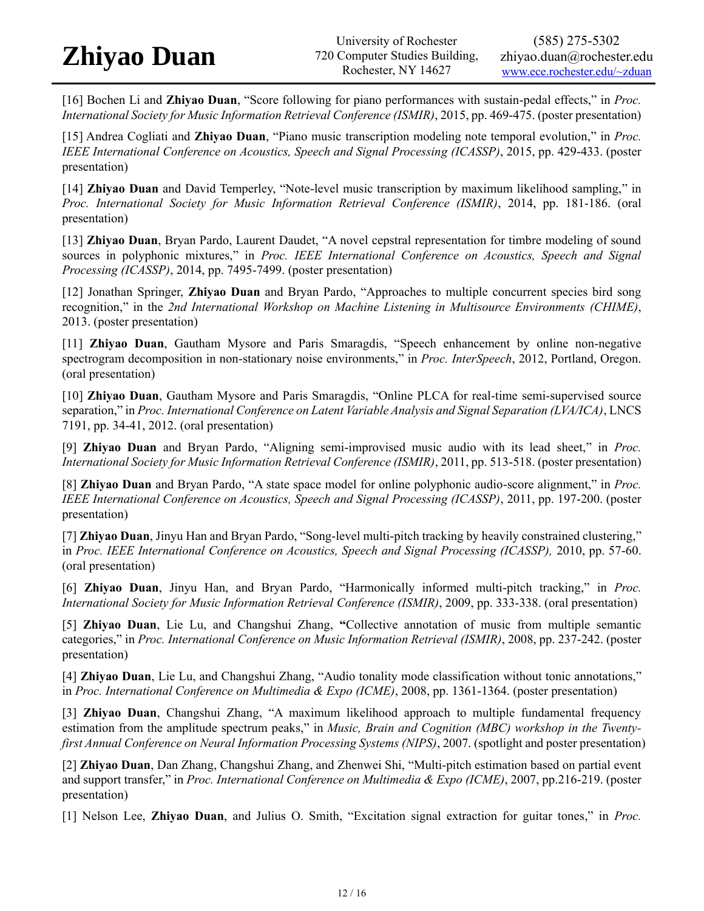[16] Bochen Li and **Zhiyao Duan**, "Score following for piano performances with sustain-pedal effects," in *Proc. International Society for Music Information Retrieval Conference (ISMIR)*, 2015, pp. 469-475. (poster presentation)

[15] Andrea Cogliati and **Zhiyao Duan**, "Piano music transcription modeling note temporal evolution," in *Proc. IEEE International Conference on Acoustics, Speech and Signal Processing (ICASSP)*, 2015, pp. 429-433. (poster presentation)

[14] **Zhiyao Duan** and David Temperley, "Note-level music transcription by maximum likelihood sampling," in *Proc. International Society for Music Information Retrieval Conference (ISMIR)*, 2014, pp. 181-186. (oral presentation)

[13] **Zhiyao Duan**, Bryan Pardo, Laurent Daudet, "A novel cepstral representation for timbre modeling of sound sources in polyphonic mixtures," in *Proc. IEEE International Conference on Acoustics, Speech and Signal Processing (ICASSP)*, 2014, pp. 7495-7499. (poster presentation)

[12] Jonathan Springer, **Zhiyao Duan** and Bryan Pardo, "Approaches to multiple concurrent species bird song recognition," in the *2nd International Workshop on Machine Listening in Multisource Environments (CHIME)*, 2013. (poster presentation)

[11] **Zhiyao Duan**, Gautham Mysore and Paris Smaragdis, "Speech enhancement by online non-negative spectrogram decomposition in non-stationary noise environments," in *Proc. InterSpeech*, 2012, Portland, Oregon. (oral presentation)

[10] **Zhiyao Duan**, Gautham Mysore and Paris Smaragdis, "Online PLCA for real-time semi-supervised source separation," in *Proc. International Conference on Latent Variable Analysis and Signal Separation (LVA/ICA)*, LNCS 7191, pp. 34-41, 2012. (oral presentation)

[9] **Zhiyao Duan** and Bryan Pardo, "Aligning semi-improvised music audio with its lead sheet," in *Proc. International Society for Music Information Retrieval Conference (ISMIR)*, 2011, pp. 513-518. (poster presentation)

[8] **Zhiyao Duan** and Bryan Pardo, "A state space model for online polyphonic audio-score alignment," in *Proc. IEEE International Conference on Acoustics, Speech and Signal Processing (ICASSP)*, 2011, pp. 197-200. (poster presentation)

[7] **Zhiyao Duan**, Jinyu Han and Bryan Pardo, "Song-level multi-pitch tracking by heavily constrained clustering," in *Proc. IEEE International Conference on Acoustics, Speech and Signal Processing (ICASSP),* 2010, pp. 57-60. (oral presentation)

[6] **Zhiyao Duan**, Jinyu Han, and Bryan Pardo, "Harmonically informed multi-pitch tracking," in *Proc. International Society for Music Information Retrieval Conference (ISMIR)*, 2009, pp. 333-338. (oral presentation)

[5] **Zhiyao Duan**, Lie Lu, and Changshui Zhang, **"**Collective annotation of music from multiple semantic categories," in *Proc. International Conference on Music Information Retrieval (ISMIR)*, 2008, pp. 237-242. (poster presentation)

[4] **Zhiyao Duan**, Lie Lu, and Changshui Zhang, "Audio tonality mode classification without tonic annotations," in *Proc. International Conference on Multimedia & Expo (ICME)*, 2008, pp. 1361-1364. (poster presentation)

[3] **Zhiyao Duan**, Changshui Zhang, "A maximum likelihood approach to multiple fundamental frequency estimation from the amplitude spectrum peaks," in *Music, Brain and Cognition (MBC) workshop in the Twenty-first Annual Conference on Neural Information Processing Systems (NIPS)*, 2007. (spotlight and poster presentation)

[2] **Zhiyao Duan**, Dan Zhang, Changshui Zhang, and Zhenwei Shi, "Multi-pitch estimation based on partial event and support transfer," in *Proc. International Conference on Multimedia & Expo (ICME)*, 2007, pp.216-219. (poster presentation)

[1] Nelson Lee, **Zhiyao Duan**, and Julius O. Smith, "Excitation signal extraction for guitar tones," in *Proc.*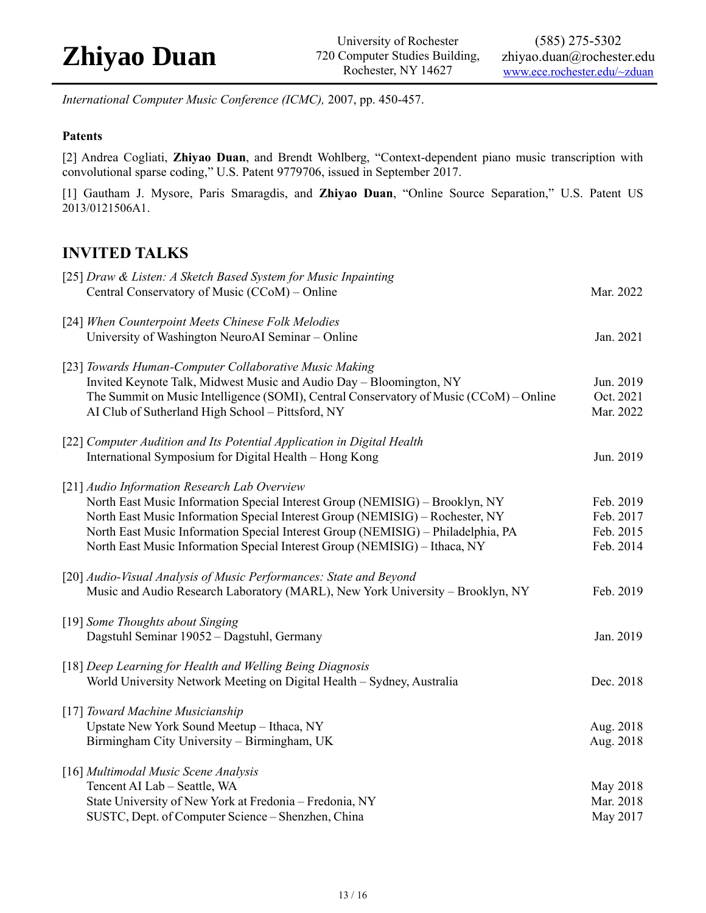*International Computer Music Conference (ICMC),* 2007, pp. 450-457.

**Patents**

[2] Andrea Cogliati, **Zhiyao Duan**, and Brendt Wohlberg, "Context-dependent piano music transcription with convolutional sparse coding," U.S. Patent 9779706, issued in September 2017.

[1] Gautham J. Mysore, Paris Smaragdis, and **Zhiyao Duan**, "Online Source Separation," U.S. Patent US 2013/0121506A1.

## INVITED TALKS

[25] *Draw & Listen: A Sketch Based System for Music Inpainting*
Central Conservatory of Music (CCoM) – Online — Mar. 2022

[24] *When Counterpoint Meets Chinese Folk Melodies*
University of Washington NeuroAI Seminar – Online — Jan. 2021

[23] *Towards Human-Computer Collaborative Music Making*
Invited Keynote Talk, Midwest Music and Audio Day – Bloomington, NY — Jun. 2019
The Summit on Music Intelligence (SOMI), Central Conservatory of Music (CCoM) – Online — Oct. 2021
AI Club of Sutherland High School – Pittsford, NY — Mar. 2022

[22] *Computer Audition and Its Potential Application in Digital Health*
International Symposium for Digital Health – Hong Kong — Jun. 2019

[21] *Audio Information Research Lab Overview*
North East Music Information Special Interest Group (NEMISIG) – Brooklyn, NY — Feb. 2019
North East Music Information Special Interest Group (NEMISIG) – Rochester, NY — Feb. 2017
North East Music Information Special Interest Group (NEMISIG) – Philadelphia, PA — Feb. 2015
North East Music Information Special Interest Group (NEMISIG) – Ithaca, NY — Feb. 2014

[20] *Audio-Visual Analysis of Music Performances: State and Beyond*
Music and Audio Research Laboratory (MARL), New York University – Brooklyn, NY — Feb. 2019

[19] *Some Thoughts about Singing*
Dagstuhl Seminar 19052 – Dagstuhl, Germany — Jan. 2019

[18] *Deep Learning for Health and Welling Being Diagnosis*
World University Network Meeting on Digital Health – Sydney, Australia — Dec. 2018

[17] *Toward Machine Musicianship*
Upstate New York Sound Meetup – Ithaca, NY — Aug. 2018
Birmingham City University – Birmingham, UK — Aug. 2018

[16] *Multimodal Music Scene Analysis*
Tencent AI Lab – Seattle, WA — May 2018
State University of New York at Fredonia – Fredonia, NY — Mar. 2018
SUSTC, Dept. of Computer Science – Shenzhen, China — May 2017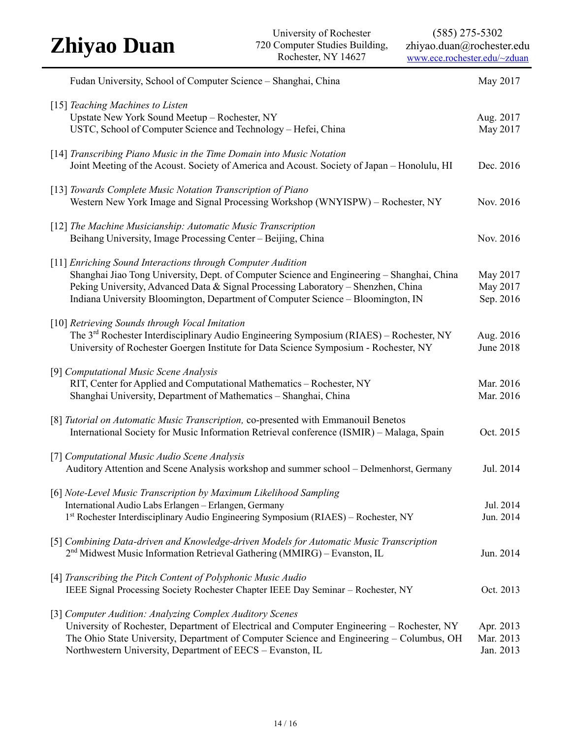Fudan University, School of Computer Science – Shanghai, China May 2017

[15] *Teaching Machines to Listen*
Upstate New York Sound Meetup – Rochester, NY Aug. 2017
USTC, School of Computer Science and Technology – Hefei, China May 2017

[14] *Transcribing Piano Music in the Time Domain into Music Notation*
Joint Meeting of the Acoust. Society of America and Acoust. Society of Japan – Honolulu, HI Dec. 2016

[13] *Towards Complete Music Notation Transcription of Piano*
Western New York Image and Signal Processing Workshop (WNYISPW) – Rochester, NY Nov. 2016

[12] *The Machine Musicianship: Automatic Music Transcription*
Beihang University, Image Processing Center – Beijing, China Nov. 2016

[11] *Enriching Sound Interactions through Computer Audition*
Shanghai Jiao Tong University, Dept. of Computer Science and Engineering – Shanghai, China May 2017
Peking University, Advanced Data & Signal Processing Laboratory – Shenzhen, China May 2017
Indiana University Bloomington, Department of Computer Science – Bloomington, IN Sep. 2016

[10] *Retrieving Sounds through Vocal Imitation*
The 3rd Rochester Interdisciplinary Audio Engineering Symposium (RIAES) – Rochester, NY Aug. 2016
University of Rochester Goergen Institute for Data Science Symposium - Rochester, NY June 2018

[9] *Computational Music Scene Analysis*
RIT, Center for Applied and Computational Mathematics – Rochester, NY Mar. 2016
Shanghai University, Department of Mathematics – Shanghai, China Mar. 2016

[8] *Tutorial on Automatic Music Transcription,* co-presented with Emmanouil Benetos
International Society for Music Information Retrieval conference (ISMIR) – Malaga, Spain Oct. 2015

[7] *Computational Music Audio Scene Analysis*
Auditory Attention and Scene Analysis workshop and summer school – Delmenhorst, Germany Jul. 2014

[6] *Note-Level Music Transcription by Maximum Likelihood Sampling*
International Audio Labs Erlangen – Erlangen, Germany Jul. 2014
1st Rochester Interdisciplinary Audio Engineering Symposium (RIAES) – Rochester, NY Jun. 2014

[5] *Combining Data-driven and Knowledge-driven Models for Automatic Music Transcription*
2nd Midwest Music Information Retrieval Gathering (MMIRG) – Evanston, IL Jun. 2014

[4] *Transcribing the Pitch Content of Polyphonic Music Audio*
IEEE Signal Processing Society Rochester Chapter IEEE Day Seminar – Rochester, NY Oct. 2013

[3] *Computer Audition: Analyzing Complex Auditory Scenes*
University of Rochester, Department of Electrical and Computer Engineering – Rochester, NY Apr. 2013
The Ohio State University, Department of Computer Science and Engineering – Columbus, OH Mar. 2013
Northwestern University, Department of EECS – Evanston, IL Jan. 2013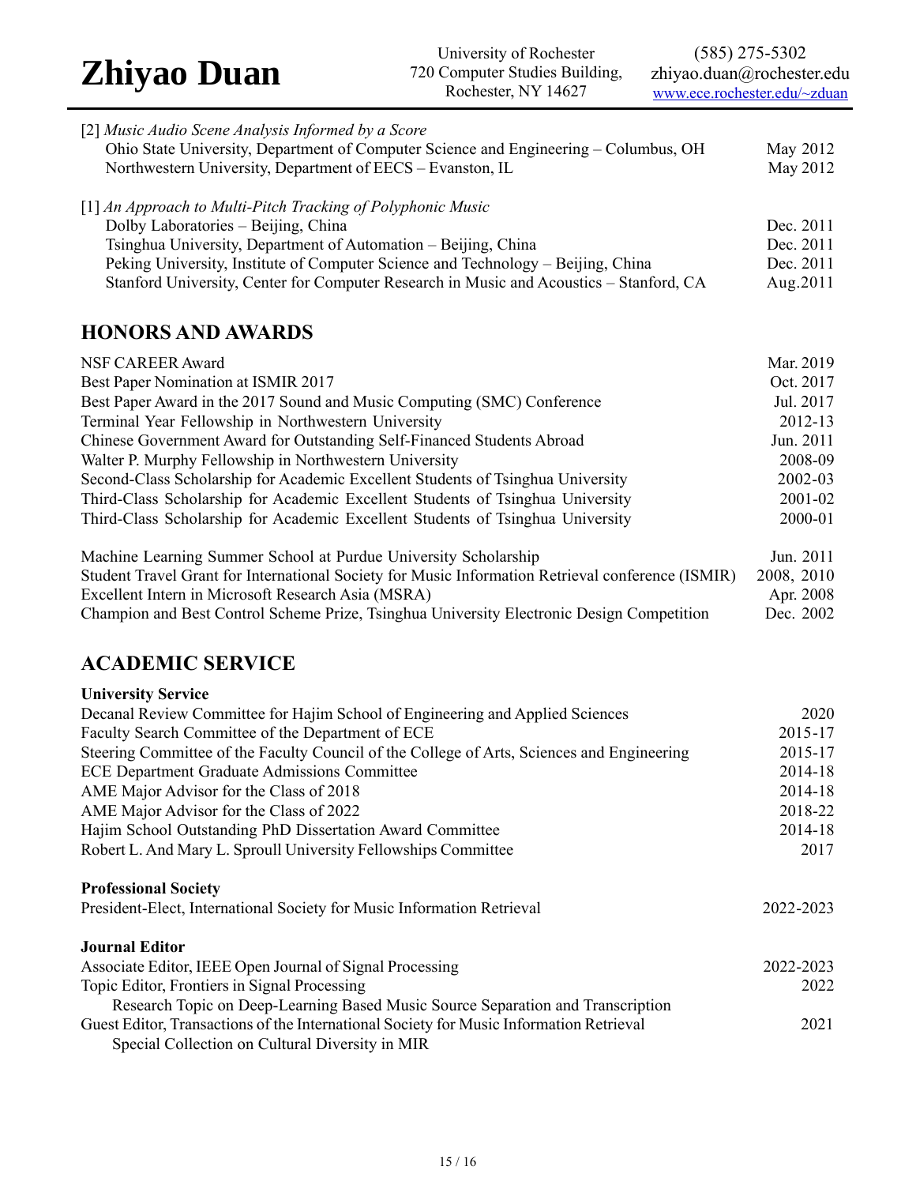[2] *Music Audio Scene Analysis Informed by a Score*

Ohio State University, Department of Computer Science and Engineering – Columbus, OH — May 2012
Northwestern University, Department of EECS – Evanston, IL — May 2012

[1] *An Approach to Multi-Pitch Tracking of Polyphonic Music*

Dolby Laboratories – Beijing, China — Dec. 2011
Tsinghua University, Department of Automation – Beijing, China — Dec. 2011
Peking University, Institute of Computer Science and Technology – Beijing, China — Dec. 2011
Stanford University, Center for Computer Research in Music and Acoustics – Stanford, CA — Aug.2011

## HONORS AND AWARDS

| | |
|---|---|
| NSF CAREER Award | Mar. 2019 |
| Best Paper Nomination at ISMIR 2017 | Oct. 2017 |
| Best Paper Award in the 2017 Sound and Music Computing (SMC) Conference | Jul. 2017 |
| Terminal Year Fellowship in Northwestern University | 2012-13 |
| Chinese Government Award for Outstanding Self-Financed Students Abroad | Jun. 2011 |
| Walter P. Murphy Fellowship in Northwestern University | 2008-09 |
| Second-Class Scholarship for Academic Excellent Students of Tsinghua University | 2002-03 |
| Third-Class Scholarship for Academic Excellent Students of Tsinghua University | 2001-02 |
| Third-Class Scholarship for Academic Excellent Students of Tsinghua University | 2000-01 |

| | |
|---|---|
| Machine Learning Summer School at Purdue University Scholarship | Jun. 2011 |
| Student Travel Grant for International Society for Music Information Retrieval conference (ISMIR) | 2008, 2010 |
| Excellent Intern in Microsoft Research Asia (MSRA) | Apr. 2008 |
| Champion and Best Control Scheme Prize, Tsinghua University Electronic Design Competition | Dec. 2002 |

## ACADEMIC SERVICE

**University Service**

| | |
|---|---|
| Decanal Review Committee for Hajim School of Engineering and Applied Sciences | 2020 |
| Faculty Search Committee of the Department of ECE | 2015-17 |
| Steering Committee of the Faculty Council of the College of Arts, Sciences and Engineering | 2015-17 |
| ECE Department Graduate Admissions Committee | 2014-18 |
| AME Major Advisor for the Class of 2018 | 2014-18 |
| AME Major Advisor for the Class of 2022 | 2018-22 |
| Hajim School Outstanding PhD Dissertation Award Committee | 2014-18 |
| Robert L. And Mary L. Sproull University Fellowships Committee | 2017 |

**Professional Society**

| | |
|---|---|
| President-Elect, International Society for Music Information Retrieval | 2022-2023 |

**Journal Editor**

| | |
|---|---|
| Associate Editor, IEEE Open Journal of Signal Processing | 2022-2023 |
| Topic Editor, Frontiers in Signal Processing<br>Research Topic on Deep-Learning Based Music Source Separation and Transcription | 2022 |
| Guest Editor, Transactions of the International Society for Music Information Retrieval<br>Special Collection on Cultural Diversity in MIR | 2021 |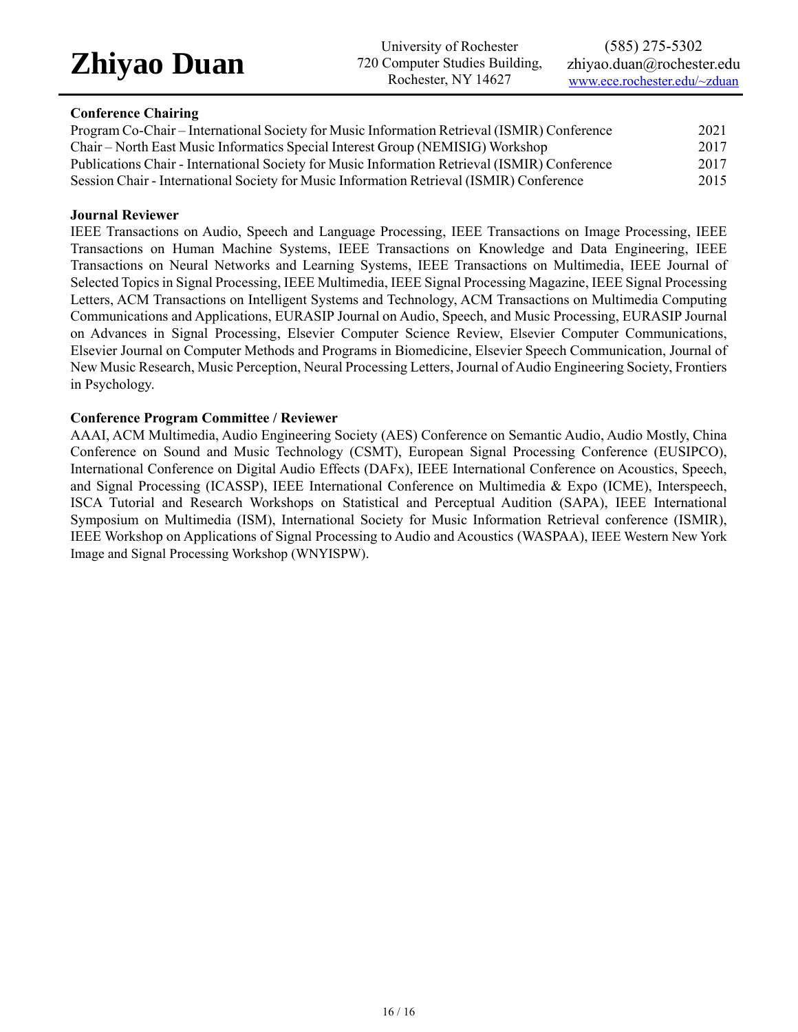### Conference Chairing

| | |
|---|---|
| Program Co-Chair – International Society for Music Information Retrieval (ISMIR) Conference | 2021 |
| Chair – North East Music Informatics Special Interest Group (NEMISIG) Workshop | 2017 |
| Publications Chair - International Society for Music Information Retrieval (ISMIR) Conference | 2017 |
| Session Chair - International Society for Music Information Retrieval (ISMIR) Conference | 2015 |

### Journal Reviewer

IEEE Transactions on Audio, Speech and Language Processing, IEEE Transactions on Image Processing, IEEE Transactions on Human Machine Systems, IEEE Transactions on Knowledge and Data Engineering, IEEE Transactions on Neural Networks and Learning Systems, IEEE Transactions on Multimedia, IEEE Journal of Selected Topics in Signal Processing, IEEE Multimedia, IEEE Signal Processing Magazine, IEEE Signal Processing Letters, ACM Transactions on Intelligent Systems and Technology, ACM Transactions on Multimedia Computing Communications and Applications, EURASIP Journal on Audio, Speech, and Music Processing, EURASIP Journal on Advances in Signal Processing, Elsevier Computer Science Review, Elsevier Computer Communications, Elsevier Journal on Computer Methods and Programs in Biomedicine, Elsevier Speech Communication, Journal of New Music Research, Music Perception, Neural Processing Letters, Journal of Audio Engineering Society, Frontiers in Psychology.

### Conference Program Committee / Reviewer

AAAI, ACM Multimedia, Audio Engineering Society (AES) Conference on Semantic Audio, Audio Mostly, China Conference on Sound and Music Technology (CSMT), European Signal Processing Conference (EUSIPCO), International Conference on Digital Audio Effects (DAFx), IEEE International Conference on Acoustics, Speech, and Signal Processing (ICASSP), IEEE International Conference on Multimedia & Expo (ICME), Interspeech, ISCA Tutorial and Research Workshops on Statistical and Perceptual Audition (SAPA), IEEE International Symposium on Multimedia (ISM), International Society for Music Information Retrieval conference (ISMIR), IEEE Workshop on Applications of Signal Processing to Audio and Acoustics (WASPAA), IEEE Western New York Image and Signal Processing Workshop (WNYISPW).